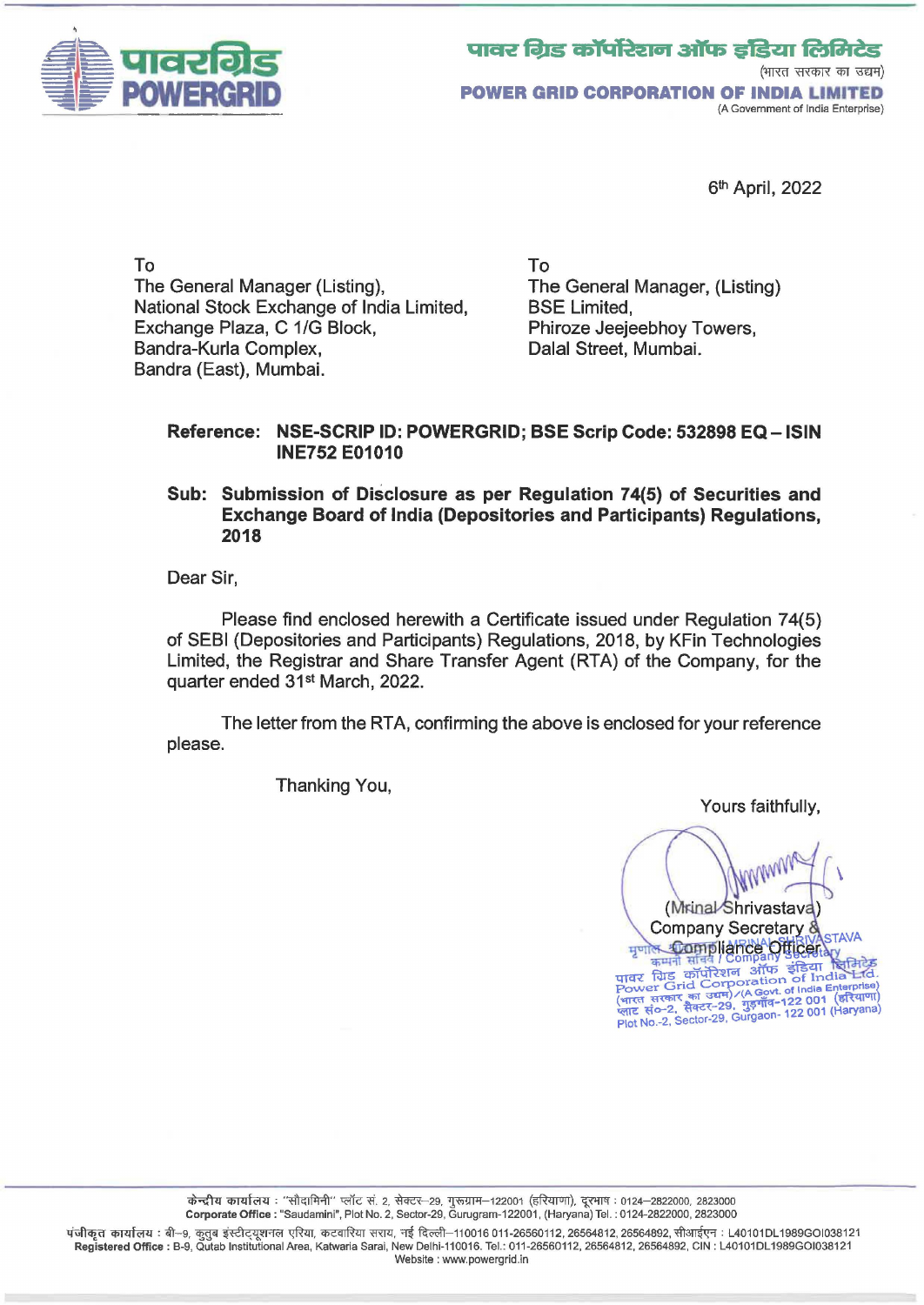पावर ग्रिड कॉर्पोरेशन ऑफ इंडिया लिमिटेड
(भारत सरकार का उद्यम)

**POWER GRID CORPORATION OF INDIA LIMITED**
(A Government of India Enterprise)

6th April, 2022

To
The General Manager (Listing),
National Stock Exchange of India Limited,
Exchange Plaza, C 1/G Block,
Bandra-Kurla Complex,
Bandra (East), Mumbai.

To
The General Manager, (Listing)
BSE Limited,
Phiroze Jeejeebhoy Towers,
Dalal Street, Mumbai.

**Reference: NSE-SCRIP ID: POWERGRID; BSE Scrip Code: 532898 EQ – ISIN INE752 E01010**

**Sub: Submission of Disclosure as per Regulation 74(5) of Securities and Exchange Board of India (Depositories and Participants) Regulations, 2018**

Dear Sir,

Please find enclosed herewith a Certificate issued under Regulation 74(5) of SEBI (Depositories and Participants) Regulations, 2018, by KFin Technologies Limited, the Registrar and Share Transfer Agent (RTA) of the Company, for the quarter ended 31st March, 2022.

The letter from the RTA, confirming the above is enclosed for your reference please.

Thanking You,

Yours faithfully,

(Mrinal Shrivastava)
Company Secretary & Compliance Officer

मृणाल श्रीवास्तव / MRINAL SHRIVASTAVA
कम्पनी सचिव / Company Secretary
पावर ग्रिड कॉर्पोरेशन ऑफ इंडिया लिमिटेड
Power Grid Corporation of India Ltd.
(भारत सरकार का उद्यम)/(A Govt. of India Enterprise)
प्लाट सं०-2, सैक्टर-29, गुड़गाँव-122 001 (हरियाणा)
Plot No.-2, Sector-29, Gurgaon- 122 001 (Haryana)

केन्द्रीय कार्यालय : "सौदामिनी" प्लॉट सं. 2, सेक्टर-29, गुरूग्राम-122001 (हरियाणा), दूरभाष : 0124-2822000, 2823000
**Corporate Office :** "Saudamini", Plot No. 2, Sector-29, Gurugram-122001, (Haryana) Tel. : 0124-2822000, 2823000

पंजीकृत कार्यालय : बी-9, कुतुब इंस्टीट्यूशनल एरिया, कटवारिया सराय, नई दिल्ली-110016 011-26560112, 26564812, 26564892, सीआईएन : L40101DL1989GOI038121
**Registered Office :** B-9, Qutab Institutional Area, Katwaria Sarai, New Delhi-110016. Tel.: 011-26560112, 26564812, 26564892, CIN : L40101DL1989GOI038121
Website : www.powergrid.in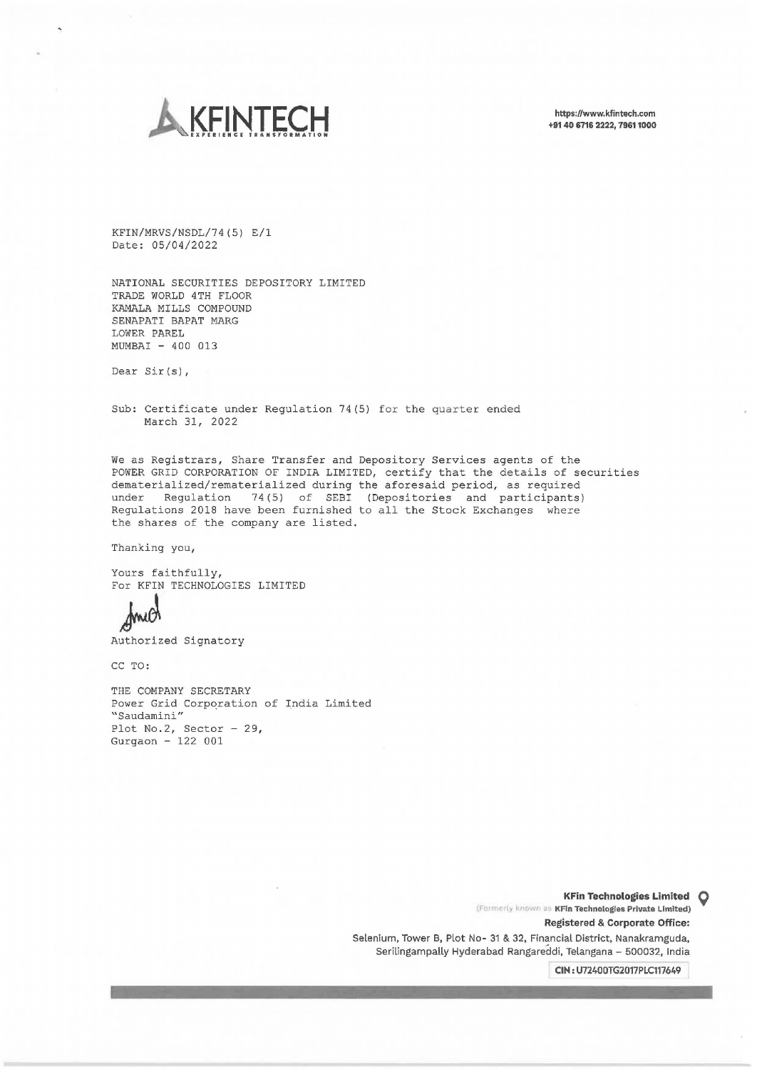KFINTECH

https://www.kfintech.com
+91 40 6716 2222, 7961 1000

KFIN/MRVS/NSDL/74(5) E/1
Date: 05/04/2022

NATIONAL SECURITIES DEPOSITORY LIMITED
TRADE WORLD 4TH FLOOR
KAMALA MILLS COMPOUND
SENAPATI BAPAT MARG
LOWER PAREL
MUMBAI - 400 013

Dear Sir(s),

Sub: Certificate under Regulation 74(5) for the quarter ended March 31, 2022

We as Registrars, Share Transfer and Depository Services agents of the POWER GRID CORPORATION OF INDIA LIMITED, certify that the details of securities dematerialized/rematerialized during the aforesaid period, as required under Regulation 74(5) of SEBI (Depositories and participants) Regulations 2018 have been furnished to all the Stock Exchanges where the shares of the company are listed.

Thanking you,

Yours faithfully,
For KFIN TECHNOLOGIES LIMITED

Authorized Signatory

CC TO:

THE COMPANY SECRETARY
Power Grid Corporation of India Limited
"Saudamini"
Plot No.2, Sector - 29,
Gurgaon - 122 001

**KFin Technologies Limited**
(Formerly known as KFin Technologies Private Limited)
**Registered & Corporate Office:**
Selenium, Tower B, Plot No- 31 & 32, Financial District, Nanakramguda, Serilingampally Hyderabad Rangareddi, Telangana - 500032, India
CIN: U72400TG2017PLC117649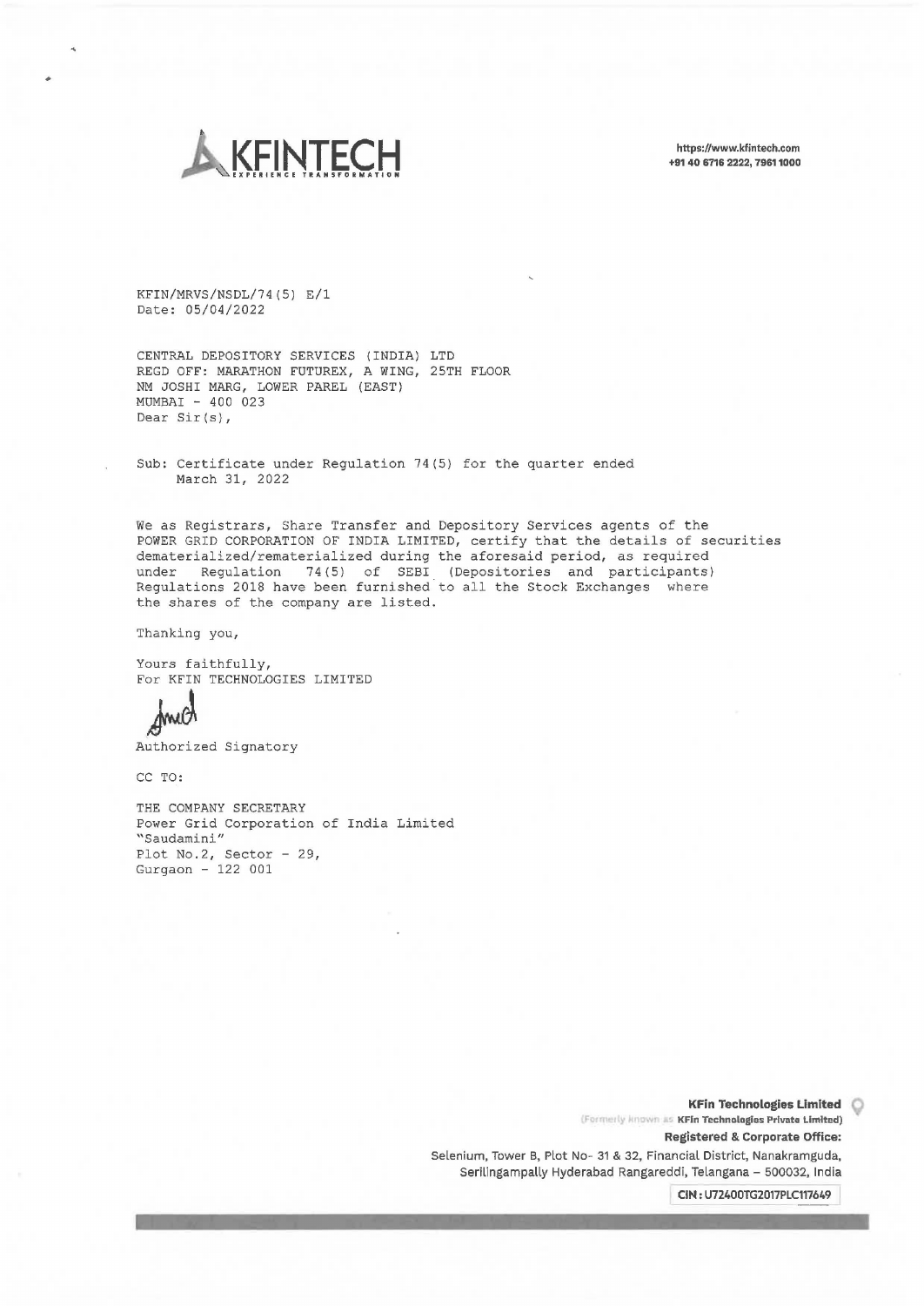**KFINTECH**
EXPERIENCE TRANSFORMATION

https://www.kfintech.com
+91 40 6716 2222, 7961 1000

KFIN/MRVS/NSDL/74(5) E/1
Date: 05/04/2022

CENTRAL DEPOSITORY SERVICES (INDIA) LTD
REGD OFF: MARATHON FUTUREX, A WING, 25TH FLOOR
NM JOSHI MARG, LOWER PAREL (EAST)
MUMBAI - 400 023
Dear Sir(s),

Sub: Certificate under Regulation 74(5) for the quarter ended March 31, 2022

We as Registrars, Share Transfer and Depository Services agents of the POWER GRID CORPORATION OF INDIA LIMITED, certify that the details of securities dematerialized/rematerialized during the aforesaid period, as required under Regulation 74(5) of SEBI (Depositories and participants) Regulations 2018 have been furnished to all the Stock Exchanges where the shares of the company are listed.

Thanking you,

Yours faithfully,
For KFIN TECHNOLOGIES LIMITED

Authorized Signatory

CC TO:

THE COMPANY SECRETARY
Power Grid Corporation of India Limited
"Saudamini"
Plot No.2, Sector - 29,
Gurgaon - 122 001

**KFin Technologies Limited**
(Formerly known as **KFin Technologies Private Limited**)
**Registered & Corporate Office:**
Selenium, Tower B, Plot No- 31 & 32, Financial District, Nanakramguda, Serilingampally Hyderabad Rangareddi, Telangana – 500032, India
**CIN : U72400TG2017PLC117649**